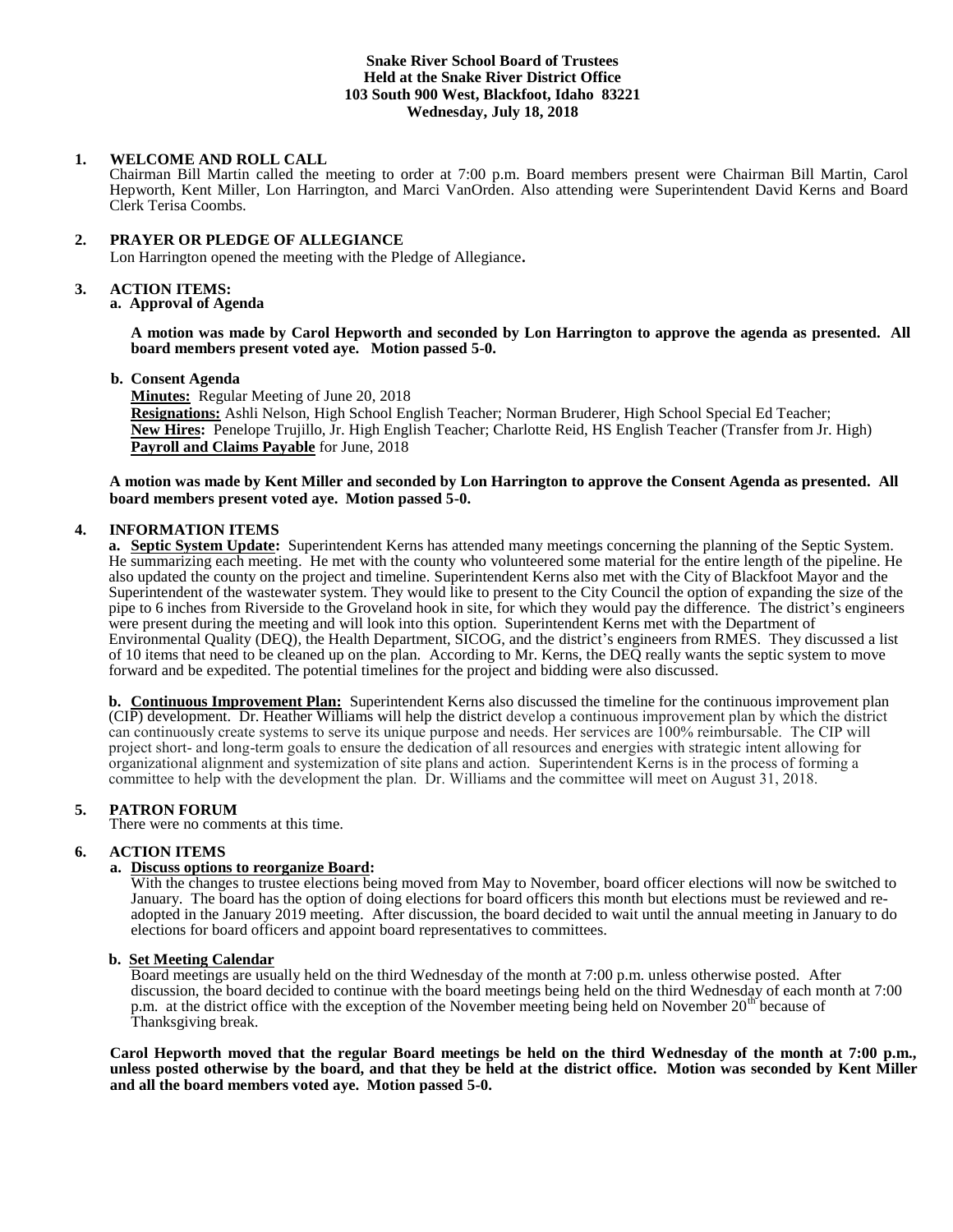**Snake River School Board of Trustees**
**Held at the Snake River District Office**
**103 South 900 West, Blackfoot, Idaho 83221**
**Wednesday, July 18, 2018**

**1. WELCOME AND ROLL CALL**

Chairman Bill Martin called the meeting to order at 7:00 p.m. Board members present were Chairman Bill Martin, Carol Hepworth, Kent Miller, Lon Harrington, and Marci VanOrden. Also attending were Superintendent David Kerns and Board Clerk Terisa Coombs.

**2. PRAYER OR PLEDGE OF ALLEGIANCE**

Lon Harrington opened the meeting with the Pledge of Allegiance**.**

**3. ACTION ITEMS:**

**a. Approval of Agenda**

**A motion was made by Carol Hepworth and seconded by Lon Harrington to approve the agenda as presented. All board members present voted aye. Motion passed 5-0.**

**b. Consent Agenda**

**Minutes:** Regular Meeting of June 20, 2018
**Resignations:** Ashli Nelson, High School English Teacher; Norman Bruderer, High School Special Ed Teacher;
**New Hires:** Penelope Trujillo, Jr. High English Teacher; Charlotte Reid, HS English Teacher (Transfer from Jr. High)
**Payroll and Claims Payable** for June, 2018

**A motion was made by Kent Miller and seconded by Lon Harrington to approve the Consent Agenda as presented. All board members present voted aye. Motion passed 5-0.**

**4. INFORMATION ITEMS**

**a. Septic System Update:** Superintendent Kerns has attended many meetings concerning the planning of the Septic System. He summarizing each meeting. He met with the county who volunteered some material for the entire length of the pipeline. He also updated the county on the project and timeline. Superintendent Kerns also met with the City of Blackfoot Mayor and the Superintendent of the wastewater system. They would like to present to the City Council the option of expanding the size of the pipe to 6 inches from Riverside to the Groveland hook in site, for which they would pay the difference. The district's engineers were present during the meeting and will look into this option. Superintendent Kerns met with the Department of Environmental Quality (DEQ), the Health Department, SICOG, and the district's engineers from RMES. They discussed a list of 10 items that need to be cleaned up on the plan. According to Mr. Kerns, the DEQ really wants the septic system to move forward and be expedited. The potential timelines for the project and bidding were also discussed.

**b. Continuous Improvement Plan:** Superintendent Kerns also discussed the timeline for the continuous improvement plan (CIP) development. Dr. Heather Williams will help the district develop a continuous improvement plan by which the district can continuously create systems to serve its unique purpose and needs. Her services are 100% reimbursable. The CIP will project short- and long-term goals to ensure the dedication of all resources and energies with strategic intent allowing for organizational alignment and systemization of site plans and action. Superintendent Kerns is in the process of forming a committee to help with the development the plan. Dr. Williams and the committee will meet on August 31, 2018.

**5. PATRON FORUM**

There were no comments at this time.

**6. ACTION ITEMS**

**a. Discuss options to reorganize Board:**

With the changes to trustee elections being moved from May to November, board officer elections will now be switched to January. The board has the option of doing elections for board officers this month but elections must be reviewed and re-adopted in the January 2019 meeting. After discussion, the board decided to wait until the annual meeting in January to do elections for board officers and appoint board representatives to committees.

**b. Set Meeting Calendar**

Board meetings are usually held on the third Wednesday of the month at 7:00 p.m. unless otherwise posted. After discussion, the board decided to continue with the board meetings being held on the third Wednesday of each month at 7:00 p.m. at the district office with the exception of the November meeting being held on November 20th because of Thanksgiving break.

**Carol Hepworth moved that the regular Board meetings be held on the third Wednesday of the month at 7:00 p.m., unless posted otherwise by the board, and that they be held at the district office. Motion was seconded by Kent Miller and all the board members voted aye. Motion passed 5-0.**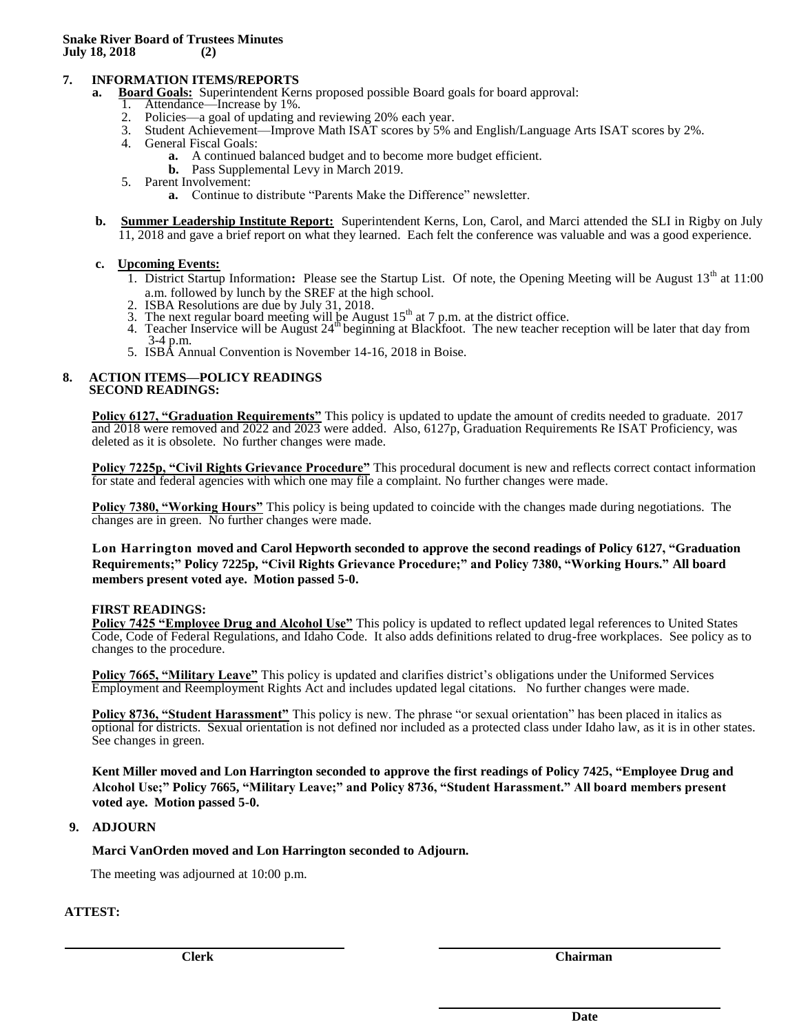## 7. INFORMATION ITEMS/REPORTS

**a. Board Goals:** Superintendent Kerns proposed possible Board goals for board approval:

1. Attendance—Increase by 1%.
2. Policies—a goal of updating and reviewing 20% each year.
3. Student Achievement—Improve Math ISAT scores by 5% and English/Language Arts ISAT scores by 2%.
4. General Fiscal Goals:
   - **a.** A continued balanced budget and to become more budget efficient.
   - **b.** Pass Supplemental Levy in March 2019.
5. Parent Involvement:
   - **a.** Continue to distribute "Parents Make the Difference" newsletter.

**b. Summer Leadership Institute Report:** Superintendent Kerns, Lon, Carol, and Marci attended the SLI in Rigby on July 11, 2018 and gave a brief report on what they learned. Each felt the conference was valuable and was a good experience.

**c. Upcoming Events:**

1. District Startup Information**:** Please see the Startup List. Of note, the Opening Meeting will be August 13th at 11:00 a.m. followed by lunch by the SREF at the high school.
2. ISBA Resolutions are due by July 31, 2018.
3. The next regular board meeting will be August 15th at 7 p.m. at the district office.
4. Teacher Inservice will be August 24th beginning at Blackfoot. The new teacher reception will be later that day from 3-4 p.m.
5. ISBA Annual Convention is November 14-16, 2018 in Boise.

## 8. ACTION ITEMS—POLICY READINGS

**SECOND READINGS:**

**Policy 6127, "Graduation Requirements"** This policy is updated to update the amount of credits needed to graduate. 2017 and 2018 were removed and 2022 and 2023 were added. Also, 6127p, Graduation Requirements Re ISAT Proficiency, was deleted as it is obsolete. No further changes were made.

**Policy 7225p, "Civil Rights Grievance Procedure"** This procedural document is new and reflects correct contact information for state and federal agencies with which one may file a complaint. No further changes were made.

**Policy 7380, "Working Hours"** This policy is being updated to coincide with the changes made during negotiations. The changes are in green. No further changes were made.

**Lon Harrington moved and Carol Hepworth seconded to approve the second readings of Policy 6127, "Graduation Requirements;" Policy 7225p, "Civil Rights Grievance Procedure;" and Policy 7380, "Working Hours." All board members present voted aye. Motion passed 5-0.**

**FIRST READINGS:**

**Policy 7425 "Employee Drug and Alcohol Use"** This policy is updated to reflect updated legal references to United States Code, Code of Federal Regulations, and Idaho Code. It also adds definitions related to drug-free workplaces. See policy as to changes to the procedure.

**Policy 7665, "Military Leave"** This policy is updated and clarifies district's obligations under the Uniformed Services Employment and Reemployment Rights Act and includes updated legal citations. No further changes were made.

**Policy 8736, "Student Harassment"** This policy is new. The phrase "or sexual orientation" has been placed in italics as optional for districts. Sexual orientation is not defined nor included as a protected class under Idaho law, as it is in other states. See changes in green.

**Kent Miller moved and Lon Harrington seconded to approve the first readings of Policy 7425, "Employee Drug and Alcohol Use;" Policy 7665, "Military Leave;" and Policy 8736, "Student Harassment." All board members present voted aye. Motion passed 5-0.**

## 9. ADJOURN

**Marci VanOrden moved and Lon Harrington seconded to Adjourn.**

The meeting was adjourned at 10:00 p.m.

**ATTEST:**

______________________________ Clerk

______________________________ Chairman

______________________________ Date